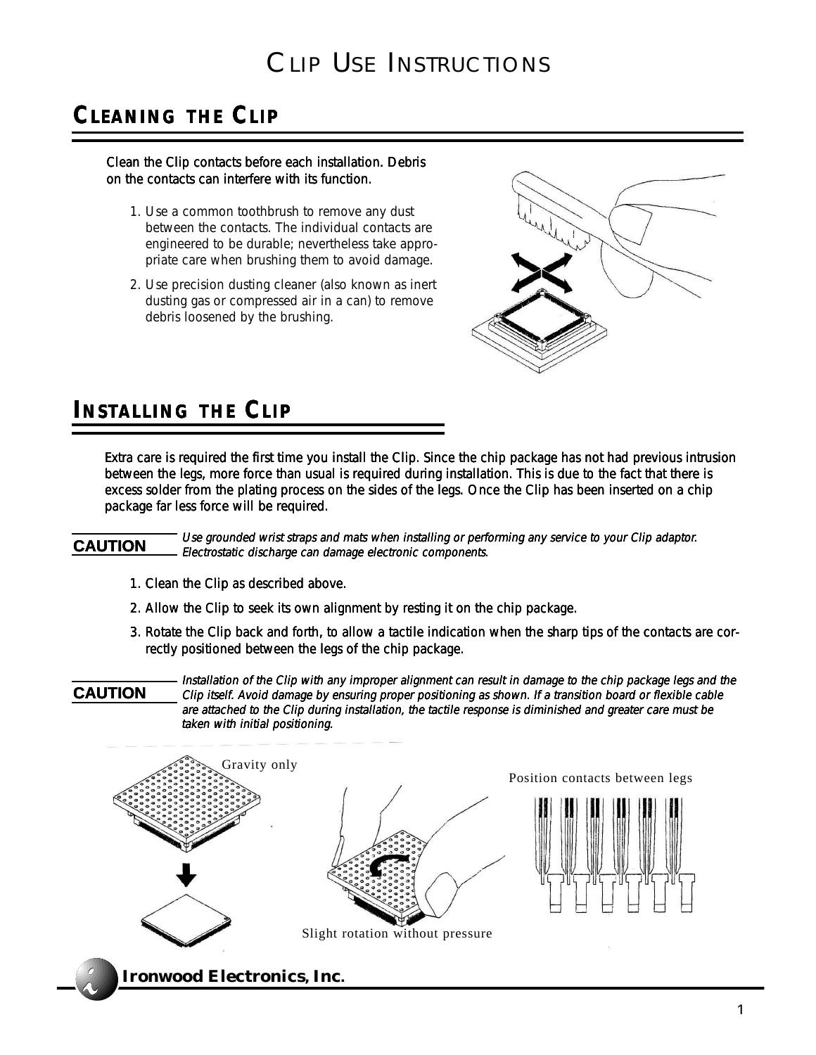# CLIP USE INSTRUCTIONS

## CLEANING THE CLIP

Clean the Clip contacts before each installation. Debris on the contacts can interfere with its function.

1. Use a common toothbrush to remove any dust between the contacts. The individual contacts are engineered to be durable; nevertheless take appropriate care when brushing them to avoid damage.
2. Use precision dusting cleaner (also known as inert dusting gas or compressed air in a can) to remove debris loosened by the brushing.

## INSTALLING THE CLIP

Extra care is required the first time you install the Clip. Since the chip package has not had previous intrusion between the legs, more force than usual is required during installation. This is due to the fact that there is excess solder from the plating process on the sides of the legs. Once the Clip has been inserted on a chip package far less force will be required.

**CAUTION** *Use grounded wrist straps and mats when installing or performing any service to your Clip adaptor. Electrostatic discharge can damage electronic components.*

1. Clean the Clip as described above.
2. Allow the Clip to seek its own alignment by resting it on the chip package.
3. Rotate the Clip back and forth, to allow a tactile indication when the sharp tips of the contacts are correctly positioned between the legs of the chip package.

**CAUTION** *Installation of the Clip with any improper alignment can result in damage to the chip package legs and the Clip itself. Avoid damage by ensuring proper positioning as shown. If a transition board or flexible cable are attached to the Clip during installation, the tactile response is diminished and greater care must be taken with initial positioning.*

Gravity only

Slight rotation without pressure

Position contacts between legs

**Ironwood Electronics, Inc.**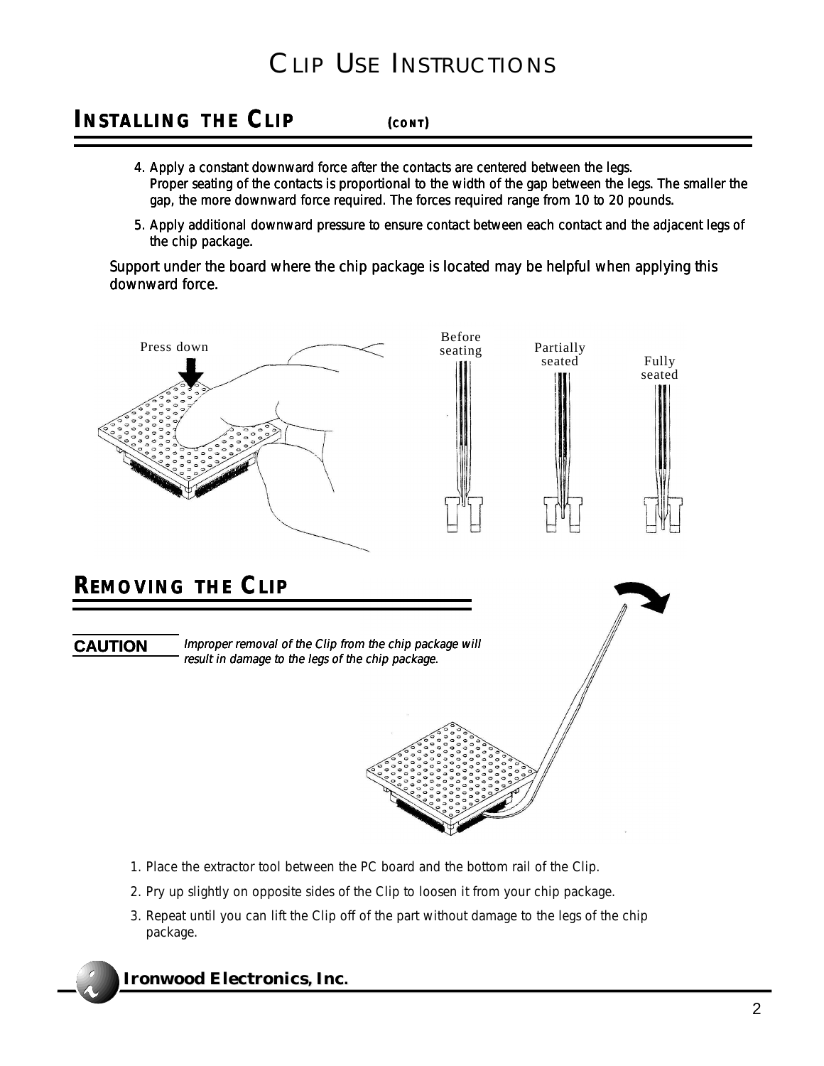# CLIP USE INSTRUCTIONS

## INSTALLING THE CLIP (CONT)

4. Apply a constant downward force after the contacts are centered between the legs.
   Proper seating of the contacts is proportional to the width of the gap between the legs. The smaller the gap, the more downward force required. The forces required range from 10 to 20 pounds.
5. Apply additional downward pressure to ensure contact between each contact and the adjacent legs of the chip package.

Support under the board where the chip package is located may be helpful when applying this downward force.

Press down

Before seating

Partially seated

Fully seated

## REMOVING THE CLIP

**CAUTION** *Improper removal of the Clip from the chip package will result in damage to the legs of the chip package.*

1. Place the extractor tool between the PC board and the bottom rail of the Clip.
2. Pry up slightly on opposite sides of the Clip to loosen it from your chip package.
3. Repeat until you can lift the Clip off of the part without damage to the legs of the chip package.

**Ironwood Electronics, Inc.**